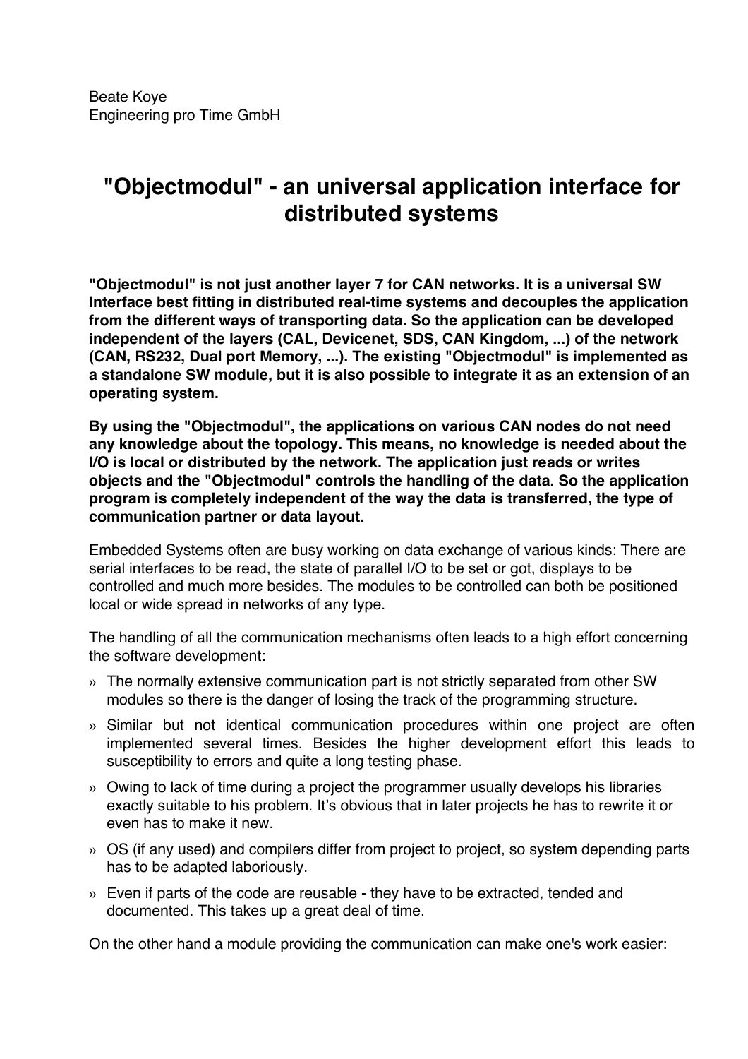Beate Koye
Engineering pro Time GmbH

# "Objectmodul" - an universal application interface for distributed systems

**"Objectmodul" is not just another layer 7 for CAN networks. It is a universal SW Interface best fitting in distributed real-time systems and decouples the application from the different ways of transporting data. So the application can be developed independent of the layers (CAL, Devicenet, SDS, CAN Kingdom, ...) of the network (CAN, RS232, Dual port Memory, ...). The existing "Objectmodul" is implemented as a standalone SW module, but it is also possible to integrate it as an extension of an operating system.**

**By using the "Objectmodul", the applications on various CAN nodes do not need any knowledge about the topology. This means, no knowledge is needed about the I/O is local or distributed by the network. The application just reads or writes objects and the "Objectmodul" controls the handling of the data. So the application program is completely independent of the way the data is transferred, the type of communication partner or data layout.**

Embedded Systems often are busy working on data exchange of various kinds: There are serial interfaces to be read, the state of parallel I/O to be set or got, displays to be controlled and much more besides. The modules to be controlled can both be positioned local or wide spread in networks of any type.

The handling of all the communication mechanisms often leads to a high effort concerning the software development:

» The normally extensive communication part is not strictly separated from other SW modules so there is the danger of losing the track of the programming structure.

» Similar but not identical communication procedures within one project are often implemented several times. Besides the higher development effort this leads to susceptibility to errors and quite a long testing phase.

» Owing to lack of time during a project the programmer usually develops his libraries exactly suitable to his problem. It's obvious that in later projects he has to rewrite it or even has to make it new.

» OS (if any used) and compilers differ from project to project, so system depending parts has to be adapted laboriously.

» Even if parts of the code are reusable - they have to be extracted, tended and documented. This takes up a great deal of time.

On the other hand a module providing the communication can make one's work easier: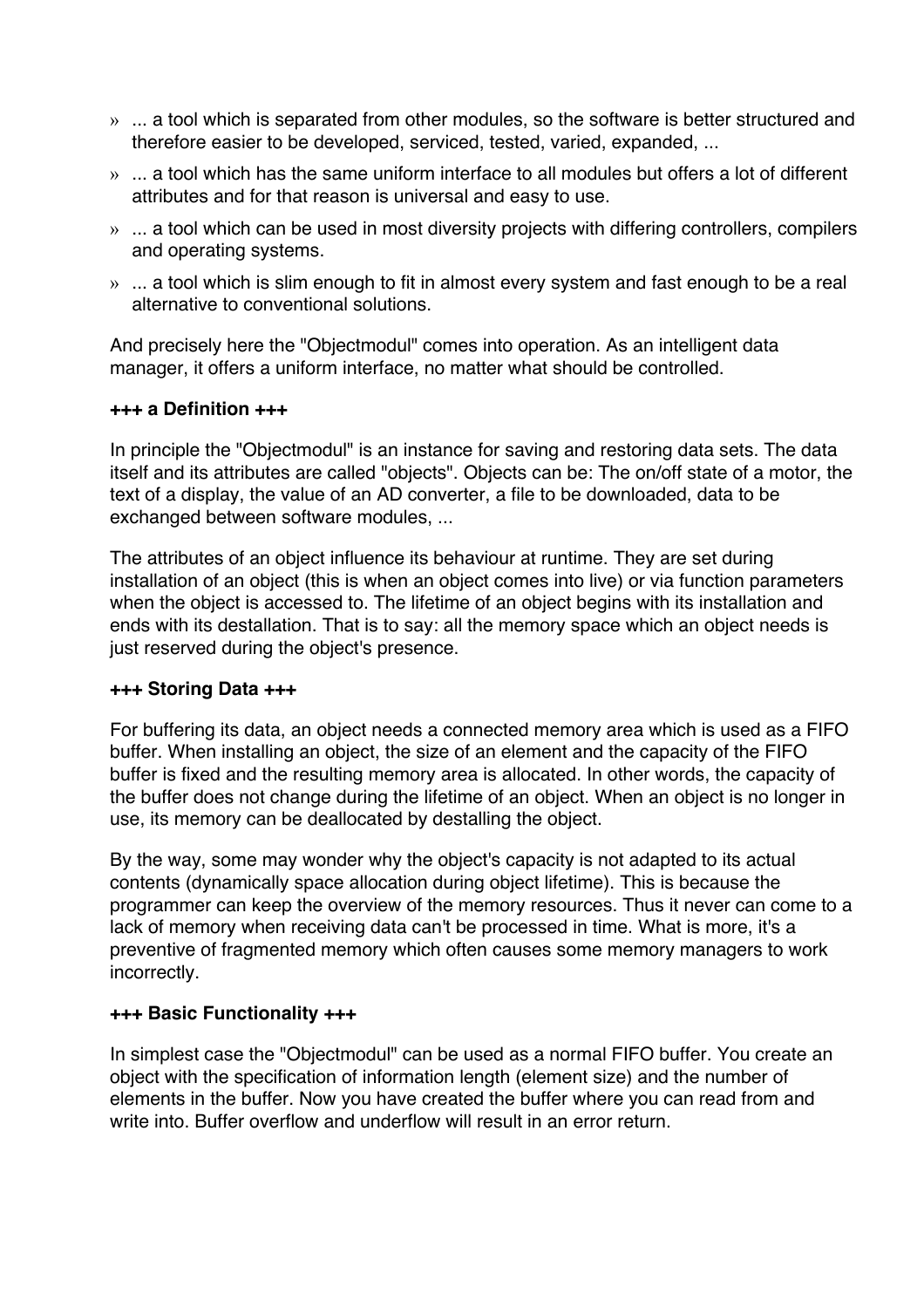» ... a tool which is separated from other modules, so the software is better structured and therefore easier to be developed, serviced, tested, varied, expanded, ...

» ... a tool which has the same uniform interface to all modules but offers a lot of different attributes and for that reason is universal and easy to use.

» ... a tool which can be used in most diversity projects with differing controllers, compilers and operating systems.

» ... a tool which is slim enough to fit in almost every system and fast enough to be a real alternative to conventional solutions.

And precisely here the "Objectmodul" comes into operation. As an intelligent data manager, it offers a uniform interface, no matter what should be controlled.

**+++ a Definition +++**

In principle the "Objectmodul" is an instance for saving and restoring data sets. The data itself and its attributes are called "objects". Objects can be: The on/off state of a motor, the text of a display, the value of an AD converter, a file to be downloaded, data to be exchanged between software modules, ...

The attributes of an object influence its behaviour at runtime. They are set during installation of an object (this is when an object comes into live) or via function parameters when the object is accessed to. The lifetime of an object begins with its installation and ends with its destallation. That is to say: all the memory space which an object needs is just reserved during the object's presence.

**+++ Storing Data +++**

For buffering its data, an object needs a connected memory area which is used as a FIFO buffer. When installing an object, the size of an element and the capacity of the FIFO buffer is fixed and the resulting memory area is allocated. In other words, the capacity of the buffer does not change during the lifetime of an object. When an object is no longer in use, its memory can be deallocated by destalling the object.

By the way, some may wonder why the object's capacity is not adapted to its actual contents (dynamically space allocation during object lifetime). This is because the programmer can keep the overview of the memory resources. Thus it never can come to a lack of memory when receiving data can't be processed in time. What is more, it's a preventive of fragmented memory which often causes some memory managers to work incorrectly.

**+++ Basic Functionality +++**

In simplest case the "Objectmodul" can be used as a normal FIFO buffer. You create an object with the specification of information length (element size) and the number of elements in the buffer. Now you have created the buffer where you can read from and write into. Buffer overflow and underflow will result in an error return.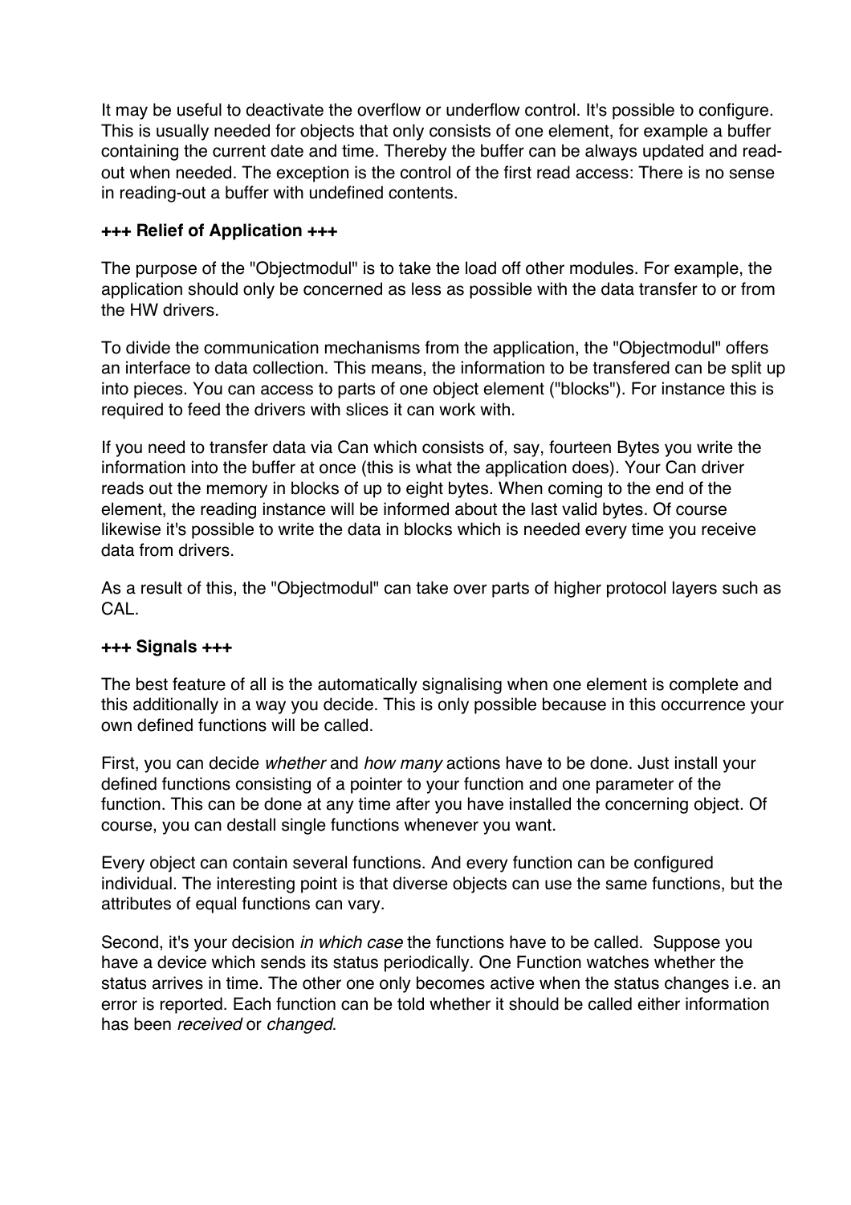It may be useful to deactivate the overflow or underflow control. It's possible to configure. This is usually needed for objects that only consists of one element, for example a buffer containing the current date and time. Thereby the buffer can be always updated and read-out when needed. The exception is the control of the first read access: There is no sense in reading-out a buffer with undefined contents.

**+++ Relief of Application +++**

The purpose of the "Objectmodul" is to take the load off other modules. For example, the application should only be concerned as less as possible with the data transfer to or from the HW drivers.

To divide the communication mechanisms from the application, the "Objectmodul" offers an interface to data collection. This means, the information to be transfered can be split up into pieces. You can access to parts of one object element ("blocks"). For instance this is required to feed the drivers with slices it can work with.

If you need to transfer data via Can which consists of, say, fourteen Bytes you write the information into the buffer at once (this is what the application does). Your Can driver reads out the memory in blocks of up to eight bytes. When coming to the end of the element, the reading instance will be informed about the last valid bytes. Of course likewise it's possible to write the data in blocks which is needed every time you receive data from drivers.

As a result of this, the "Objectmodul" can take over parts of higher protocol layers such as CAL.

**+++ Signals +++**

The best feature of all is the automatically signalising when one element is complete and this additionally in a way you decide. This is only possible because in this occurrence your own defined functions will be called.

First, you can decide *whether* and *how many* actions have to be done. Just install your defined functions consisting of a pointer to your function and one parameter of the function. This can be done at any time after you have installed the concerning object. Of course, you can destall single functions whenever you want.

Every object can contain several functions. And every function can be configured individual. The interesting point is that diverse objects can use the same functions, but the attributes of equal functions can vary.

Second, it's your decision *in which case* the functions have to be called. Suppose you have a device which sends its status periodically. One Function watches whether the status arrives in time. The other one only becomes active when the status changes i.e. an error is reported. Each function can be told whether it should be called either information has been *received* or *changed*.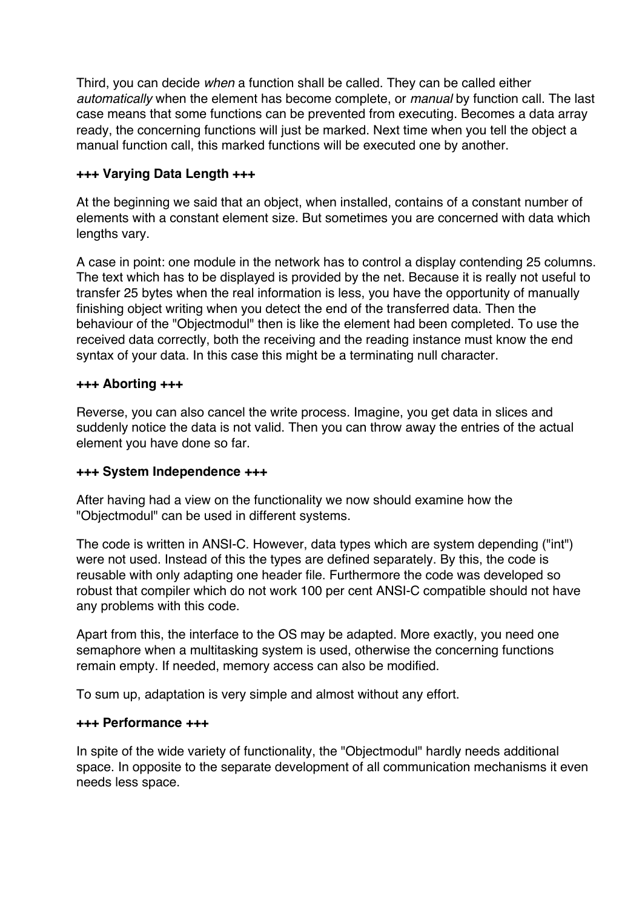Third, you can decide *when* a function shall be called. They can be called either *automatically* when the element has become complete, or *manual* by function call. The last case means that some functions can be prevented from executing. Becomes a data array ready, the concerning functions will just be marked. Next time when you tell the object a manual function call, this marked functions will be executed one by another.

**+++ Varying Data Length +++**

At the beginning we said that an object, when installed, contains of a constant number of elements with a constant element size. But sometimes you are concerned with data which lengths vary.

A case in point: one module in the network has to control a display contending 25 columns. The text which has to be displayed is provided by the net. Because it is really not useful to transfer 25 bytes when the real information is less, you have the opportunity of manually finishing object writing when you detect the end of the transferred data. Then the behaviour of the "Objectmodul" then is like the element had been completed. To use the received data correctly, both the receiving and the reading instance must know the end syntax of your data. In this case this might be a terminating null character.

**+++ Aborting +++**

Reverse, you can also cancel the write process. Imagine, you get data in slices and suddenly notice the data is not valid. Then you can throw away the entries of the actual element you have done so far.

**+++ System Independence +++**

After having had a view on the functionality we now should examine how the "Objectmodul" can be used in different systems.

The code is written in ANSI-C. However, data types which are system depending ("int") were not used. Instead of this the types are defined separately. By this, the code is reusable with only adapting one header file. Furthermore the code was developed so robust that compiler which do not work 100 per cent ANSI-C compatible should not have any problems with this code.

Apart from this, the interface to the OS may be adapted. More exactly, you need one semaphore when a multitasking system is used, otherwise the concerning functions remain empty. If needed, memory access can also be modified.

To sum up, adaptation is very simple and almost without any effort.

**+++ Performance +++**

In spite of the wide variety of functionality, the "Objectmodul" hardly needs additional space. In opposite to the separate development of all communication mechanisms it even needs less space.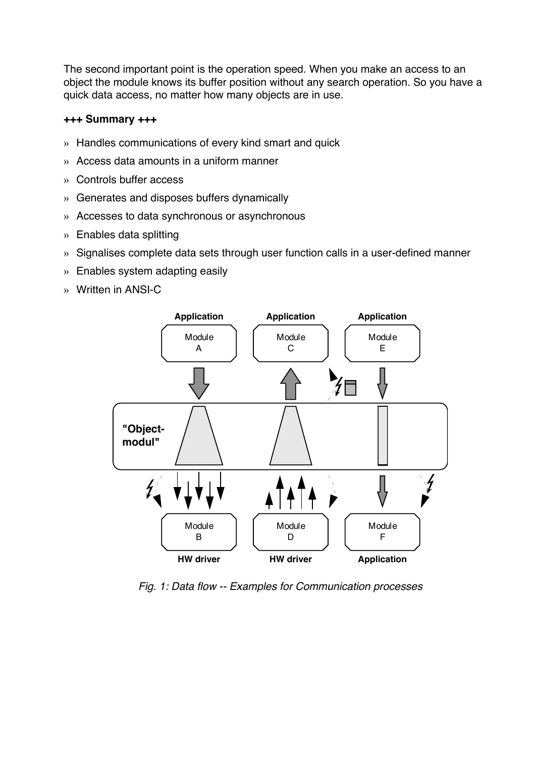The second important point is the operation speed. When you make an access to an object the module knows its buffer position without any search operation. So you have a quick data access, no matter how many objects are in use.

**+++ Summary +++**

» Handles communications of every kind smart and quick

» Access data amounts in a uniform manner

» Controls buffer access

» Generates and disposes buffers dynamically

» Accesses to data synchronous or asynchronous

» Enables data splitting

» Signalises complete data sets through user function calls in a user-defined manner

» Enables system adapting easily

» Written in ANSI-C

**Application** **Application** **Application**

Module A

Module C

Module E

**"Object-modul"**

Module B

Module D

Module F

**HW driver** **HW driver** **Application**

*Fig. 1: Data flow -- Examples for Communication processes*